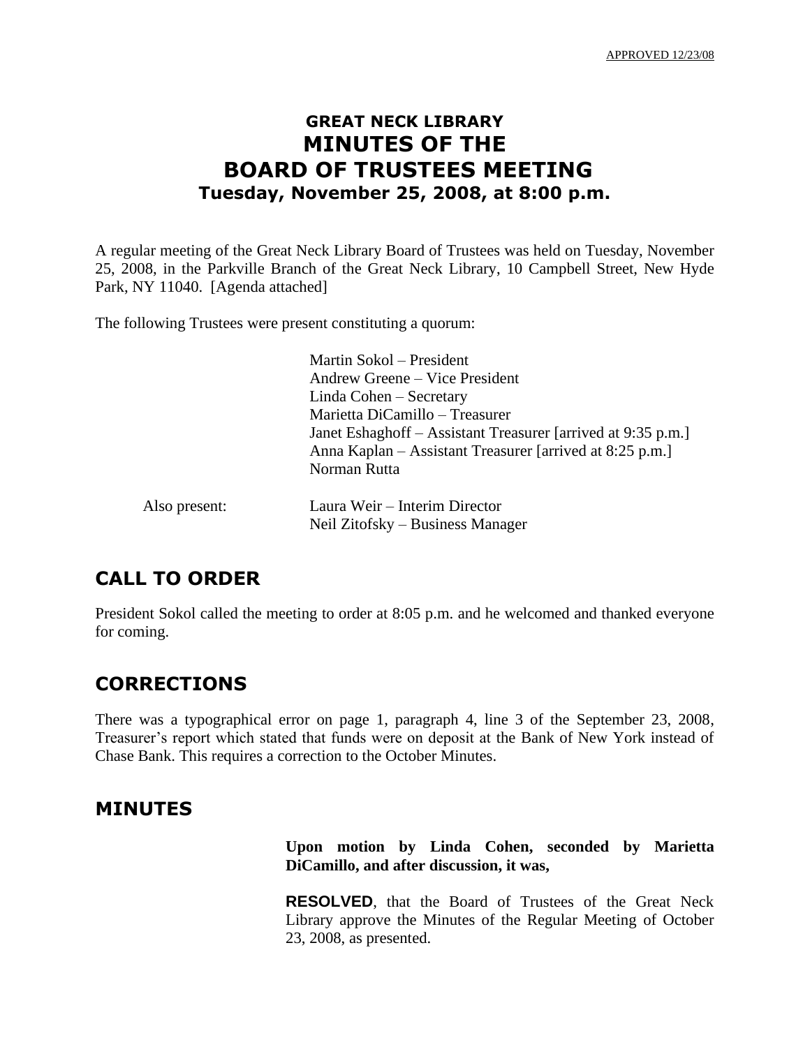APPROVED 12/23/08

# GREAT NECK LIBRARY
# MINUTES OF THE
# BOARD OF TRUSTEES MEETING
## Tuesday, November 25, 2008, at 8:00 p.m.

A regular meeting of the Great Neck Library Board of Trustees was held on Tuesday, November 25, 2008, in the Parkville Branch of the Great Neck Library, 10 Campbell Street, New Hyde Park, NY 11040. [Agenda attached]

The following Trustees were present constituting a quorum:

Martin Sokol – President
Andrew Greene – Vice President
Linda Cohen – Secretary
Marietta DiCamillo – Treasurer
Janet Eshaghoff – Assistant Treasurer [arrived at 9:35 p.m.]
Anna Kaplan – Assistant Treasurer [arrived at 8:25 p.m.]
Norman Rutta

Also present:

Laura Weir – Interim Director
Neil Zitofsky – Business Manager

## CALL TO ORDER

President Sokol called the meeting to order at 8:05 p.m. and he welcomed and thanked everyone for coming.

## CORRECTIONS

There was a typographical error on page 1, paragraph 4, line 3 of the September 23, 2008, Treasurer's report which stated that funds were on deposit at the Bank of New York instead of Chase Bank. This requires a correction to the October Minutes.

## MINUTES

**Upon motion by Linda Cohen, seconded by Marietta DiCamillo, and after discussion, it was,**

**RESOLVED**, that the Board of Trustees of the Great Neck Library approve the Minutes of the Regular Meeting of October 23, 2008, as presented.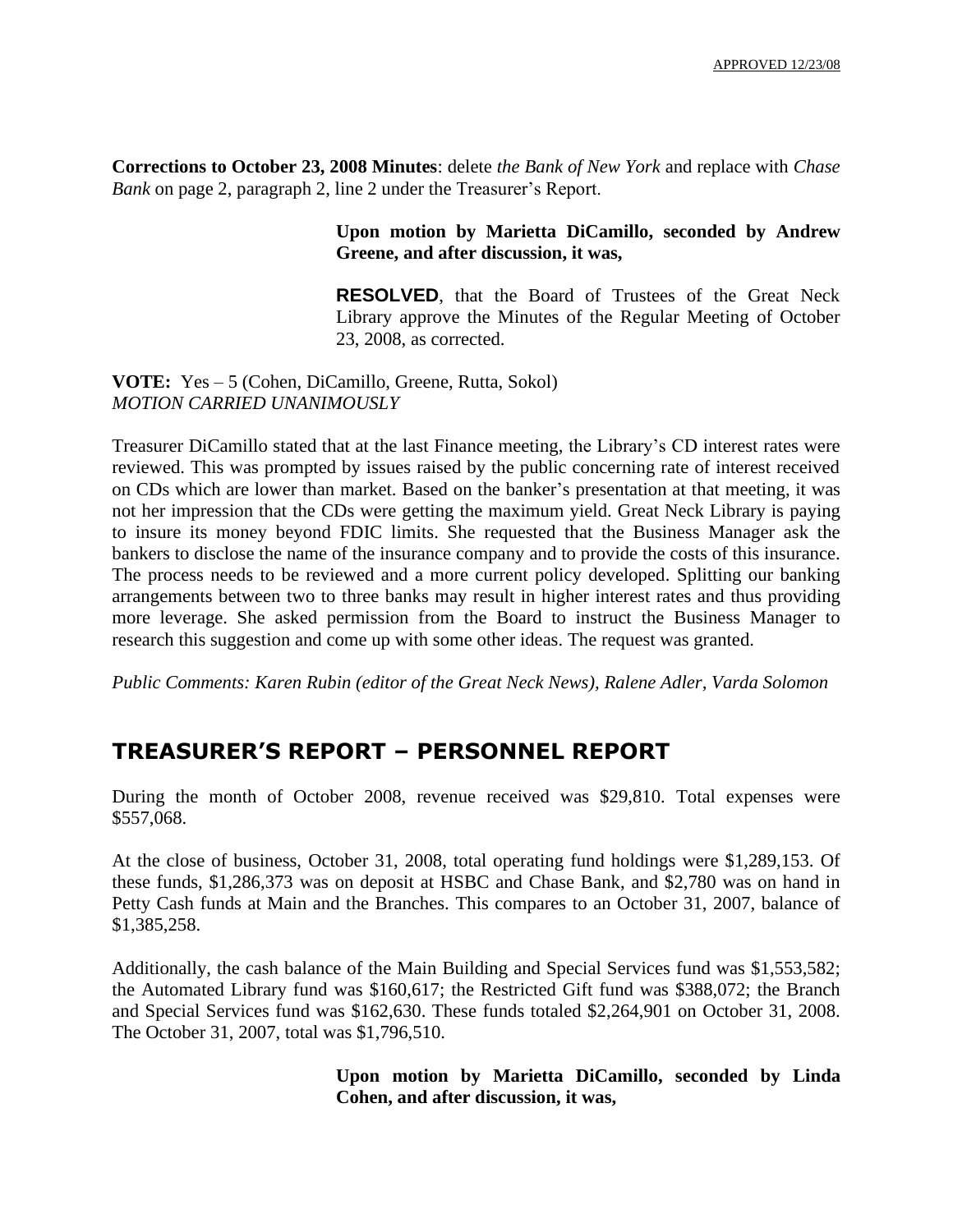**Corrections to October 23, 2008 Minutes**: delete *the Bank of New York* and replace with *Chase Bank* on page 2, paragraph 2, line 2 under the Treasurer's Report.

> **Upon motion by Marietta DiCamillo, seconded by Andrew Greene, and after discussion, it was,**
>
> **RESOLVED**, that the Board of Trustees of the Great Neck Library approve the Minutes of the Regular Meeting of October 23, 2008, as corrected.

**VOTE:** Yes – 5 (Cohen, DiCamillo, Greene, Rutta, Sokol)
*MOTION CARRIED UNANIMOUSLY*

Treasurer DiCamillo stated that at the last Finance meeting, the Library's CD interest rates were reviewed. This was prompted by issues raised by the public concerning rate of interest received on CDs which are lower than market. Based on the banker's presentation at that meeting, it was not her impression that the CDs were getting the maximum yield. Great Neck Library is paying to insure its money beyond FDIC limits. She requested that the Business Manager ask the bankers to disclose the name of the insurance company and to provide the costs of this insurance. The process needs to be reviewed and a more current policy developed. Splitting our banking arrangements between two to three banks may result in higher interest rates and thus providing more leverage. She asked permission from the Board to instruct the Business Manager to research this suggestion and come up with some other ideas. The request was granted.

*Public Comments: Karen Rubin (editor of the Great Neck News), Ralene Adler, Varda Solomon*

## TREASURER'S REPORT – PERSONNEL REPORT

During the month of October 2008, revenue received was $29,810. Total expenses were $557,068.

At the close of business, October 31, 2008, total operating fund holdings were $1,289,153. Of these funds, $1,286,373 was on deposit at HSBC and Chase Bank, and $2,780 was on hand in Petty Cash funds at Main and the Branches. This compares to an October 31, 2007, balance of $1,385,258.

Additionally, the cash balance of the Main Building and Special Services fund was $1,553,582; the Automated Library fund was $160,617; the Restricted Gift fund was $388,072; the Branch and Special Services fund was $162,630. These funds totaled $2,264,901 on October 31, 2008. The October 31, 2007, total was $1,796,510.

> **Upon motion by Marietta DiCamillo, seconded by Linda Cohen, and after discussion, it was,**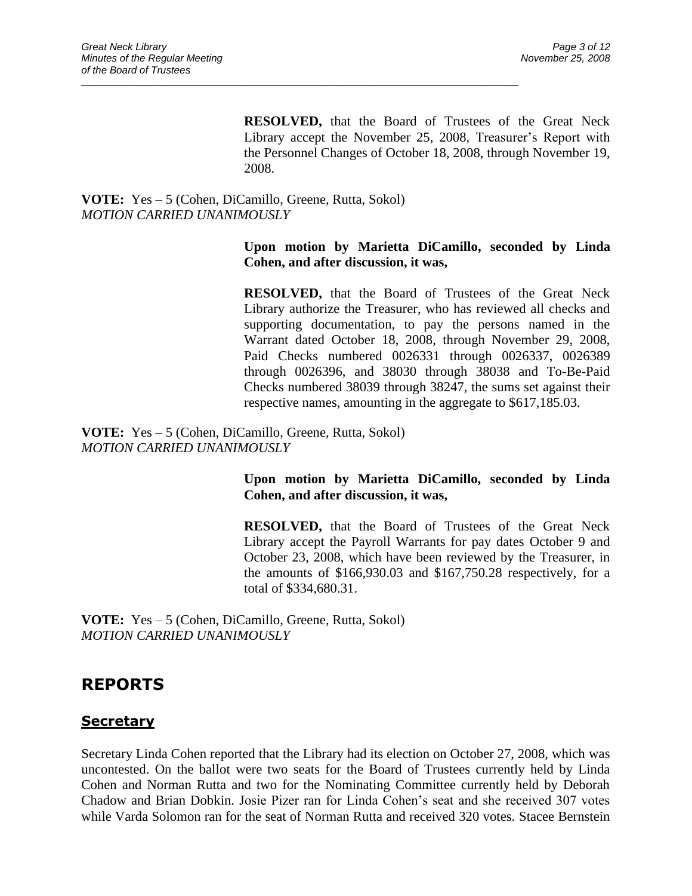**RESOLVED,** that the Board of Trustees of the Great Neck Library accept the November 25, 2008, Treasurer's Report with the Personnel Changes of October 18, 2008, through November 19, 2008.

**VOTE:** Yes – 5 (Cohen, DiCamillo, Greene, Rutta, Sokol)
*MOTION CARRIED UNANIMOUSLY*

**Upon motion by Marietta DiCamillo, seconded by Linda Cohen, and after discussion, it was,**

**RESOLVED,** that the Board of Trustees of the Great Neck Library authorize the Treasurer, who has reviewed all checks and supporting documentation, to pay the persons named in the Warrant dated October 18, 2008, through November 29, 2008, Paid Checks numbered 0026331 through 0026337, 0026389 through 0026396, and 38030 through 38038 and To-Be-Paid Checks numbered 38039 through 38247, the sums set against their respective names, amounting in the aggregate to $617,185.03.

**VOTE:** Yes – 5 (Cohen, DiCamillo, Greene, Rutta, Sokol)
*MOTION CARRIED UNANIMOUSLY*

**Upon motion by Marietta DiCamillo, seconded by Linda Cohen, and after discussion, it was,**

**RESOLVED,** that the Board of Trustees of the Great Neck Library accept the Payroll Warrants for pay dates October 9 and October 23, 2008, which have been reviewed by the Treasurer, in the amounts of $166,930.03 and $167,750.28 respectively, for a total of $334,680.31.

**VOTE:** Yes – 5 (Cohen, DiCamillo, Greene, Rutta, Sokol)
*MOTION CARRIED UNANIMOUSLY*

## REPORTS

### Secretary

Secretary Linda Cohen reported that the Library had its election on October 27, 2008, which was uncontested. On the ballot were two seats for the Board of Trustees currently held by Linda Cohen and Norman Rutta and two for the Nominating Committee currently held by Deborah Chadow and Brian Dobkin. Josie Pizer ran for Linda Cohen's seat and she received 307 votes while Varda Solomon ran for the seat of Norman Rutta and received 320 votes. Stacee Bernstein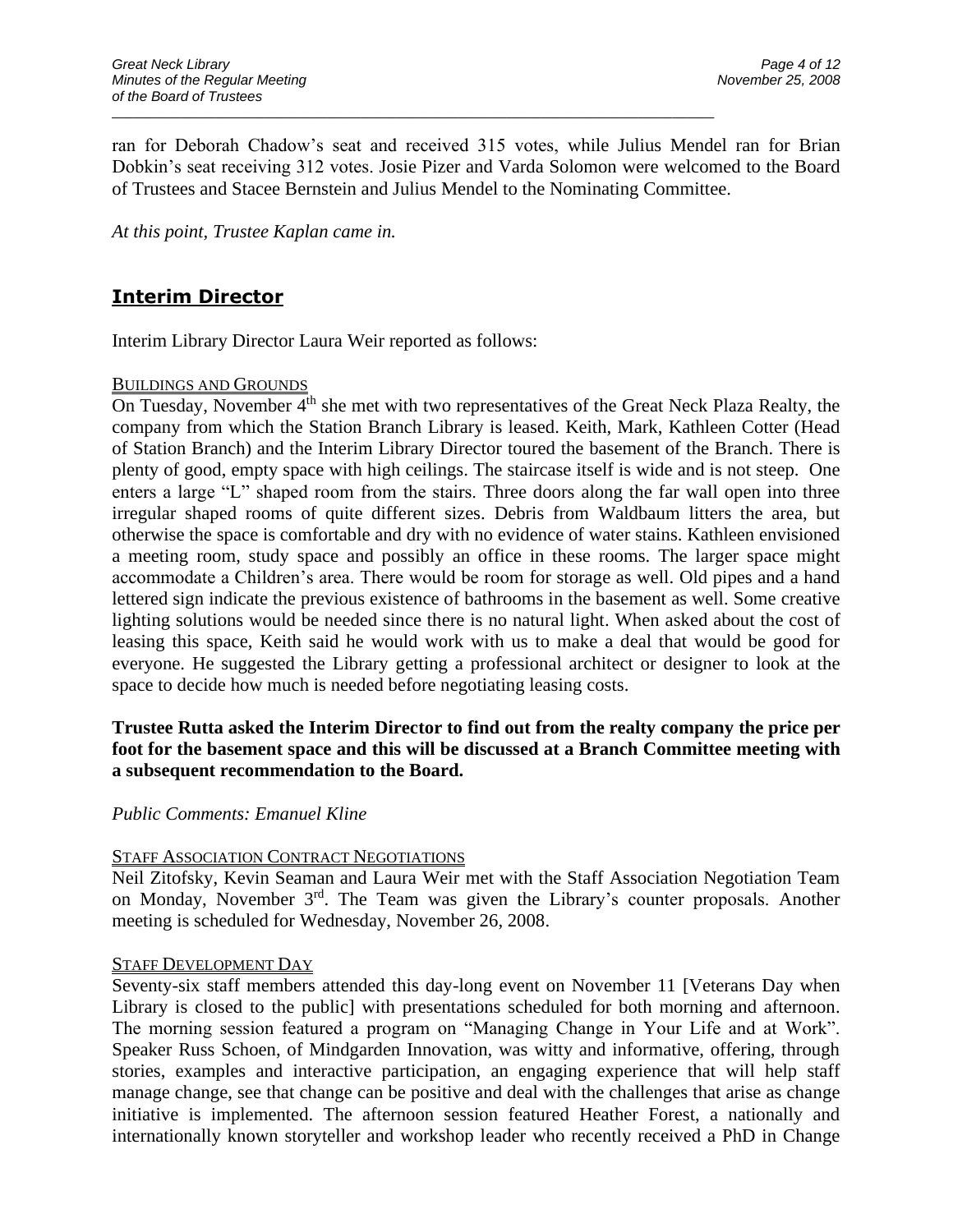ran for Deborah Chadow's seat and received 315 votes, while Julius Mendel ran for Brian Dobkin's seat receiving 312 votes. Josie Pizer and Varda Solomon were welcomed to the Board of Trustees and Stacee Bernstein and Julius Mendel to the Nominating Committee.

*At this point, Trustee Kaplan came in.*

## Interim Director

Interim Library Director Laura Weir reported as follows:

BUILDINGS AND GROUNDS

On Tuesday, November 4th she met with two representatives of the Great Neck Plaza Realty, the company from which the Station Branch Library is leased. Keith, Mark, Kathleen Cotter (Head of Station Branch) and the Interim Library Director toured the basement of the Branch. There is plenty of good, empty space with high ceilings. The staircase itself is wide and is not steep. One enters a large "L" shaped room from the stairs. Three doors along the far wall open into three irregular shaped rooms of quite different sizes. Debris from Waldbaum litters the area, but otherwise the space is comfortable and dry with no evidence of water stains. Kathleen envisioned a meeting room, study space and possibly an office in these rooms. The larger space might accommodate a Children's area. There would be room for storage as well. Old pipes and a hand lettered sign indicate the previous existence of bathrooms in the basement as well. Some creative lighting solutions would be needed since there is no natural light. When asked about the cost of leasing this space, Keith said he would work with us to make a deal that would be good for everyone. He suggested the Library getting a professional architect or designer to look at the space to decide how much is needed before negotiating leasing costs.

**Trustee Rutta asked the Interim Director to find out from the realty company the price per foot for the basement space and this will be discussed at a Branch Committee meeting with a subsequent recommendation to the Board.**

*Public Comments: Emanuel Kline*

STAFF ASSOCIATION CONTRACT NEGOTIATIONS

Neil Zitofsky, Kevin Seaman and Laura Weir met with the Staff Association Negotiation Team on Monday, November 3rd. The Team was given the Library's counter proposals. Another meeting is scheduled for Wednesday, November 26, 2008.

STAFF DEVELOPMENT DAY

Seventy-six staff members attended this day-long event on November 11 [Veterans Day when Library is closed to the public] with presentations scheduled for both morning and afternoon. The morning session featured a program on "Managing Change in Your Life and at Work". Speaker Russ Schoen, of Mindgarden Innovation, was witty and informative, offering, through stories, examples and interactive participation, an engaging experience that will help staff manage change, see that change can be positive and deal with the challenges that arise as change initiative is implemented. The afternoon session featured Heather Forest, a nationally and internationally known storyteller and workshop leader who recently received a PhD in Change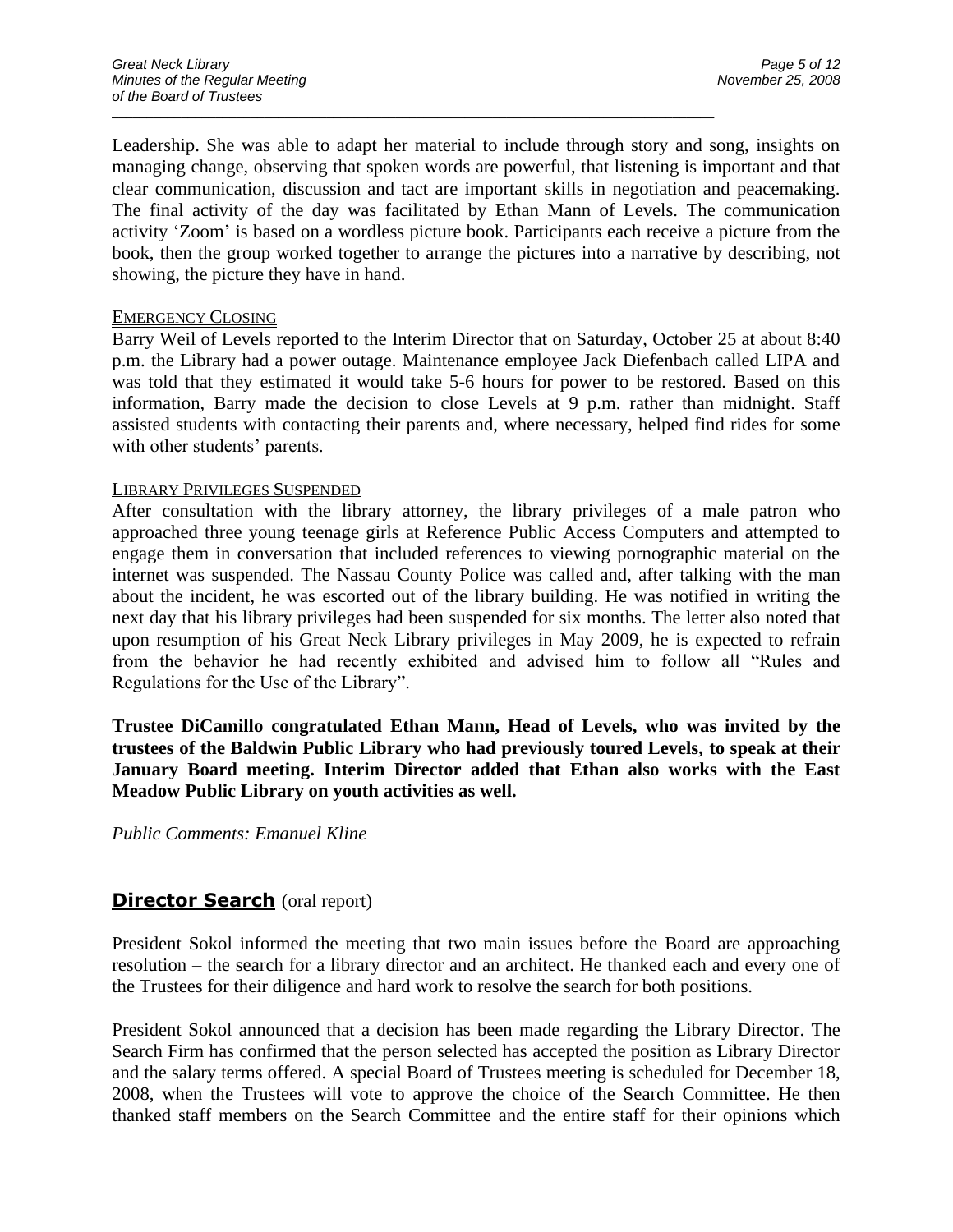Leadership. She was able to adapt her material to include through story and song, insights on managing change, observing that spoken words are powerful, that listening is important and that clear communication, discussion and tact are important skills in negotiation and peacemaking. The final activity of the day was facilitated by Ethan Mann of Levels. The communication activity 'Zoom' is based on a wordless picture book. Participants each receive a picture from the book, then the group worked together to arrange the pictures into a narrative by describing, not showing, the picture they have in hand.

EMERGENCY CLOSING

Barry Weil of Levels reported to the Interim Director that on Saturday, October 25 at about 8:40 p.m. the Library had a power outage. Maintenance employee Jack Diefenbach called LIPA and was told that they estimated it would take 5-6 hours for power to be restored. Based on this information, Barry made the decision to close Levels at 9 p.m. rather than midnight. Staff assisted students with contacting their parents and, where necessary, helped find rides for some with other students' parents.

LIBRARY PRIVILEGES SUSPENDED

After consultation with the library attorney, the library privileges of a male patron who approached three young teenage girls at Reference Public Access Computers and attempted to engage them in conversation that included references to viewing pornographic material on the internet was suspended. The Nassau County Police was called and, after talking with the man about the incident, he was escorted out of the library building. He was notified in writing the next day that his library privileges had been suspended for six months. The letter also noted that upon resumption of his Great Neck Library privileges in May 2009, he is expected to refrain from the behavior he had recently exhibited and advised him to follow all "Rules and Regulations for the Use of the Library".

**Trustee DiCamillo congratulated Ethan Mann, Head of Levels, who was invited by the trustees of the Baldwin Public Library who had previously toured Levels, to speak at their January Board meeting. Interim Director added that Ethan also works with the East Meadow Public Library on youth activities as well.**

*Public Comments: Emanuel Kline*

## **Director Search** (oral report)

President Sokol informed the meeting that two main issues before the Board are approaching resolution – the search for a library director and an architect. He thanked each and every one of the Trustees for their diligence and hard work to resolve the search for both positions.

President Sokol announced that a decision has been made regarding the Library Director. The Search Firm has confirmed that the person selected has accepted the position as Library Director and the salary terms offered. A special Board of Trustees meeting is scheduled for December 18, 2008, when the Trustees will vote to approve the choice of the Search Committee. He then thanked staff members on the Search Committee and the entire staff for their opinions which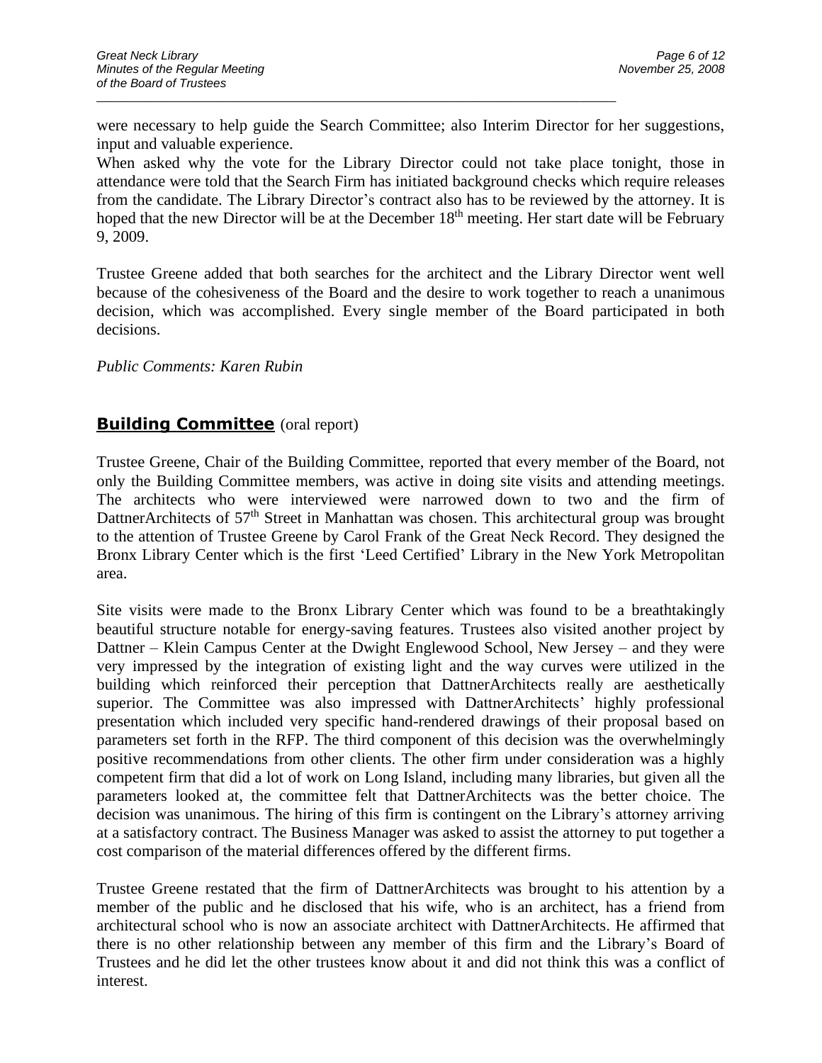were necessary to help guide the Search Committee; also Interim Director for her suggestions, input and valuable experience.

When asked why the vote for the Library Director could not take place tonight, those in attendance were told that the Search Firm has initiated background checks which require releases from the candidate. The Library Director's contract also has to be reviewed by the attorney. It is hoped that the new Director will be at the December 18th meeting. Her start date will be February 9, 2009.

Trustee Greene added that both searches for the architect and the Library Director went well because of the cohesiveness of the Board and the desire to work together to reach a unanimous decision, which was accomplished. Every single member of the Board participated in both decisions.

*Public Comments: Karen Rubin*

## **Building Committee** (oral report)

Trustee Greene, Chair of the Building Committee, reported that every member of the Board, not only the Building Committee members, was active in doing site visits and attending meetings. The architects who were interviewed were narrowed down to two and the firm of DattnerArchitects of 57th Street in Manhattan was chosen. This architectural group was brought to the attention of Trustee Greene by Carol Frank of the Great Neck Record. They designed the Bronx Library Center which is the first 'Leed Certified' Library in the New York Metropolitan area.

Site visits were made to the Bronx Library Center which was found to be a breathtakingly beautiful structure notable for energy-saving features. Trustees also visited another project by Dattner – Klein Campus Center at the Dwight Englewood School, New Jersey – and they were very impressed by the integration of existing light and the way curves were utilized in the building which reinforced their perception that DattnerArchitects really are aesthetically superior. The Committee was also impressed with DattnerArchitects' highly professional presentation which included very specific hand-rendered drawings of their proposal based on parameters set forth in the RFP. The third component of this decision was the overwhelmingly positive recommendations from other clients. The other firm under consideration was a highly competent firm that did a lot of work on Long Island, including many libraries, but given all the parameters looked at, the committee felt that DattnerArchitects was the better choice. The decision was unanimous. The hiring of this firm is contingent on the Library's attorney arriving at a satisfactory contract. The Business Manager was asked to assist the attorney to put together a cost comparison of the material differences offered by the different firms.

Trustee Greene restated that the firm of DattnerArchitects was brought to his attention by a member of the public and he disclosed that his wife, who is an architect, has a friend from architectural school who is now an associate architect with DattnerArchitects. He affirmed that there is no other relationship between any member of this firm and the Library's Board of Trustees and he did let the other trustees know about it and did not think this was a conflict of interest.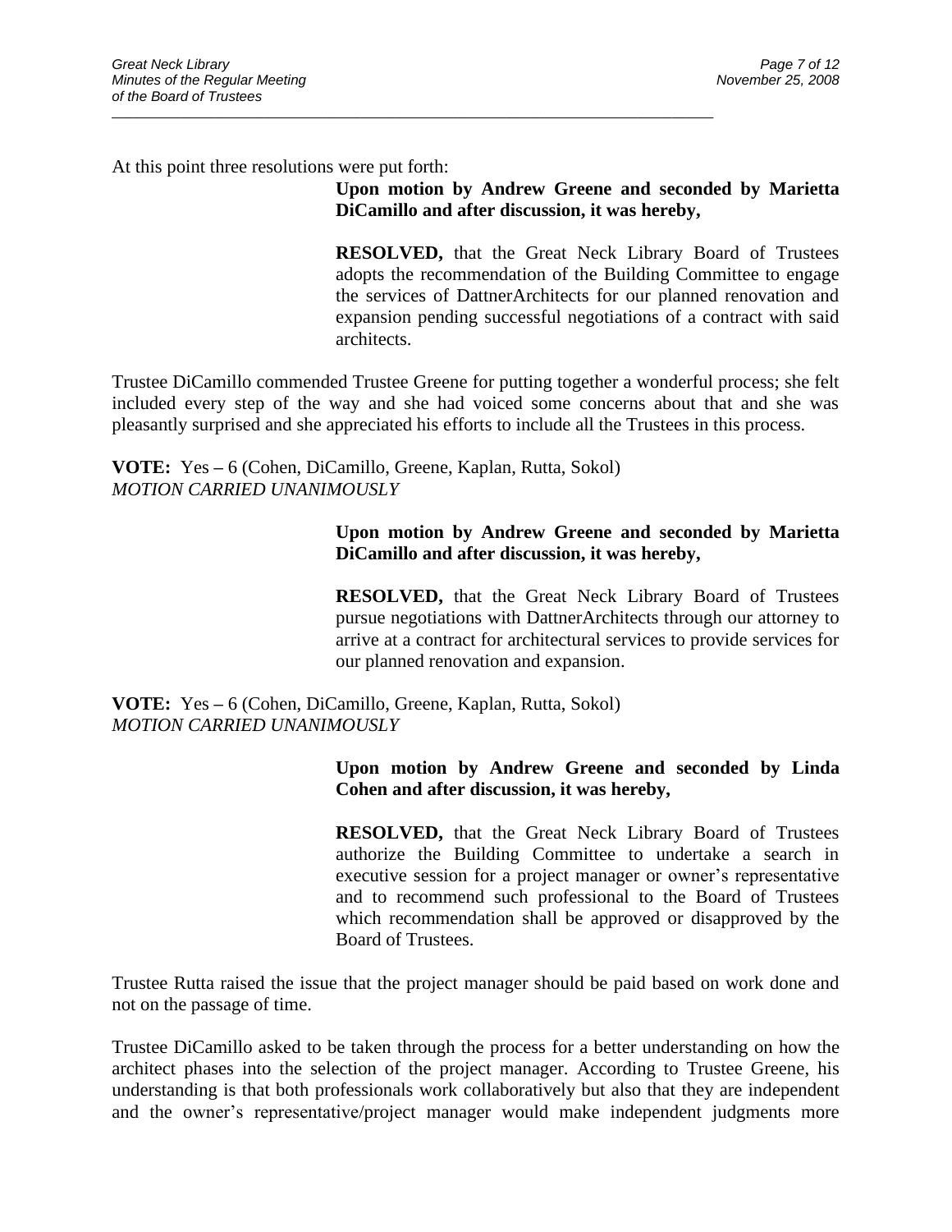At this point three resolutions were put forth:

**Upon motion by Andrew Greene and seconded by Marietta DiCamillo and after discussion, it was hereby,**

**RESOLVED,** that the Great Neck Library Board of Trustees adopts the recommendation of the Building Committee to engage the services of DattnerArchitects for our planned renovation and expansion pending successful negotiations of a contract with said architects.

Trustee DiCamillo commended Trustee Greene for putting together a wonderful process; she felt included every step of the way and she had voiced some concerns about that and she was pleasantly surprised and she appreciated his efforts to include all the Trustees in this process.

**VOTE:** Yes – 6 (Cohen, DiCamillo, Greene, Kaplan, Rutta, Sokol)
*MOTION CARRIED UNANIMOUSLY*

**Upon motion by Andrew Greene and seconded by Marietta DiCamillo and after discussion, it was hereby,**

**RESOLVED,** that the Great Neck Library Board of Trustees pursue negotiations with DattnerArchitects through our attorney to arrive at a contract for architectural services to provide services for our planned renovation and expansion.

**VOTE:** Yes – 6 (Cohen, DiCamillo, Greene, Kaplan, Rutta, Sokol)
*MOTION CARRIED UNANIMOUSLY*

**Upon motion by Andrew Greene and seconded by Linda Cohen and after discussion, it was hereby,**

**RESOLVED,** that the Great Neck Library Board of Trustees authorize the Building Committee to undertake a search in executive session for a project manager or owner's representative and to recommend such professional to the Board of Trustees which recommendation shall be approved or disapproved by the Board of Trustees.

Trustee Rutta raised the issue that the project manager should be paid based on work done and not on the passage of time.

Trustee DiCamillo asked to be taken through the process for a better understanding on how the architect phases into the selection of the project manager. According to Trustee Greene, his understanding is that both professionals work collaboratively but also that they are independent and the owner's representative/project manager would make independent judgments more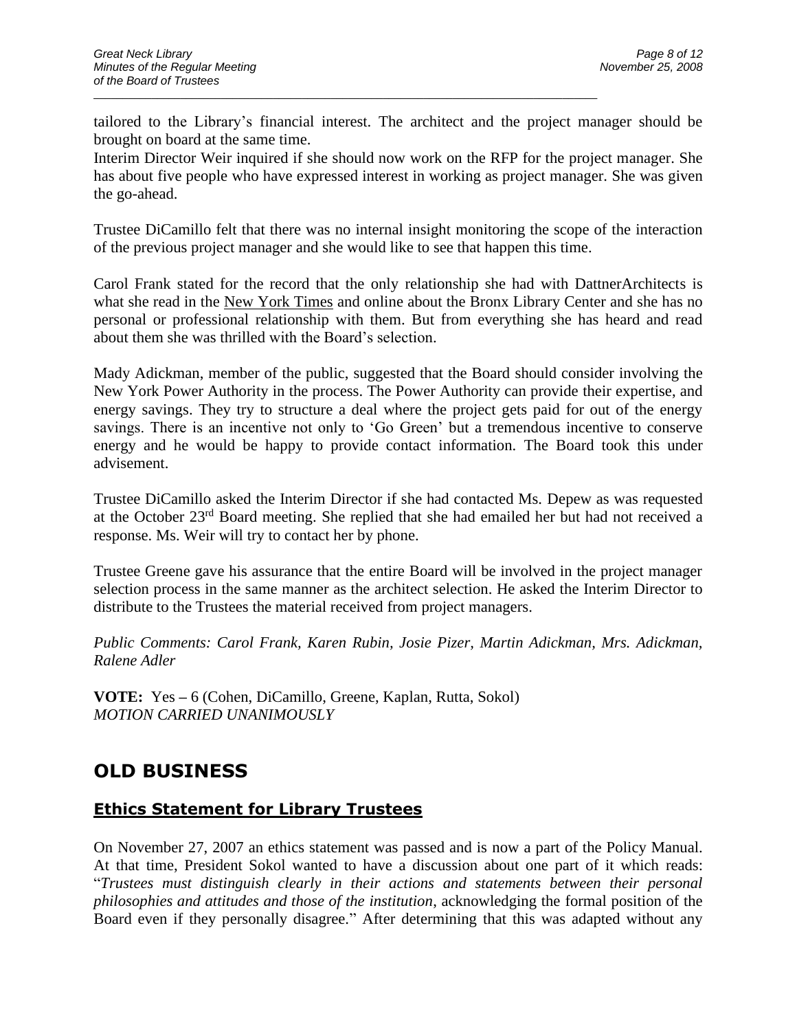tailored to the Library's financial interest. The architect and the project manager should be brought on board at the same time.
Interim Director Weir inquired if she should now work on the RFP for the project manager. She has about five people who have expressed interest in working as project manager. She was given the go-ahead.

Trustee DiCamillo felt that there was no internal insight monitoring the scope of the interaction of the previous project manager and she would like to see that happen this time.

Carol Frank stated for the record that the only relationship she had with DattnerArchitects is what she read in the New York Times and online about the Bronx Library Center and she has no personal or professional relationship with them. But from everything she has heard and read about them she was thrilled with the Board's selection.

Mady Adickman, member of the public, suggested that the Board should consider involving the New York Power Authority in the process. The Power Authority can provide their expertise, and energy savings. They try to structure a deal where the project gets paid for out of the energy savings. There is an incentive not only to 'Go Green' but a tremendous incentive to conserve energy and he would be happy to provide contact information. The Board took this under advisement.

Trustee DiCamillo asked the Interim Director if she had contacted Ms. Depew as was requested at the October 23rd Board meeting. She replied that she had emailed her but had not received a response. Ms. Weir will try to contact her by phone.

Trustee Greene gave his assurance that the entire Board will be involved in the project manager selection process in the same manner as the architect selection. He asked the Interim Director to distribute to the Trustees the material received from project managers.

*Public Comments: Carol Frank, Karen Rubin, Josie Pizer, Martin Adickman, Mrs. Adickman, Ralene Adler*

**VOTE:** Yes – 6 (Cohen, DiCamillo, Greene, Kaplan, Rutta, Sokol)
*MOTION CARRIED UNANIMOUSLY*

# OLD BUSINESS

## Ethics Statement for Library Trustees

On November 27, 2007 an ethics statement was passed and is now a part of the Policy Manual. At that time, President Sokol wanted to have a discussion about one part of it which reads: "*Trustees must distinguish clearly in their actions and statements between their personal philosophies and attitudes and those of the institution*, acknowledging the formal position of the Board even if they personally disagree." After determining that this was adapted without any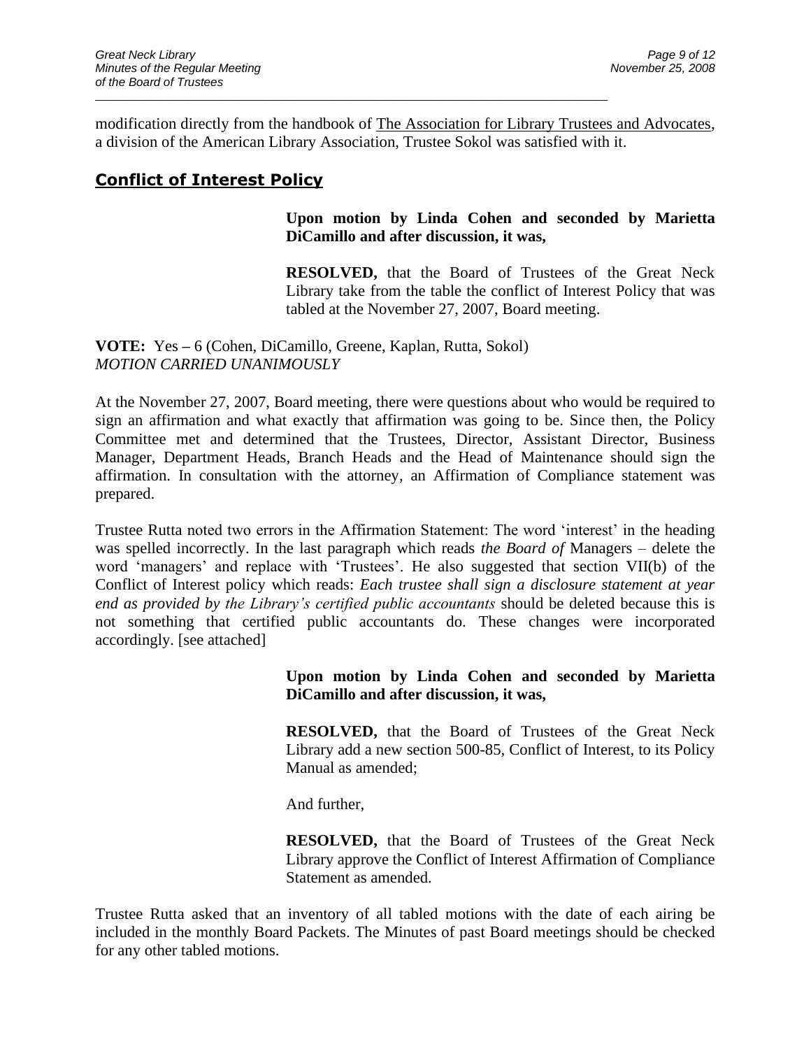modification directly from the handbook of The Association for Library Trustees and Advocates, a division of the American Library Association, Trustee Sokol was satisfied with it.

## Conflict of Interest Policy

**Upon motion by Linda Cohen and seconded by Marietta DiCamillo and after discussion, it was,**

**RESOLVED,** that the Board of Trustees of the Great Neck Library take from the table the conflict of Interest Policy that was tabled at the November 27, 2007, Board meeting.

**VOTE:** Yes **–** 6 (Cohen, DiCamillo, Greene, Kaplan, Rutta, Sokol)
*MOTION CARRIED UNANIMOUSLY*

At the November 27, 2007, Board meeting, there were questions about who would be required to sign an affirmation and what exactly that affirmation was going to be. Since then, the Policy Committee met and determined that the Trustees, Director, Assistant Director, Business Manager, Department Heads, Branch Heads and the Head of Maintenance should sign the affirmation. In consultation with the attorney, an Affirmation of Compliance statement was prepared.

Trustee Rutta noted two errors in the Affirmation Statement: The word 'interest' in the heading was spelled incorrectly. In the last paragraph which reads *the Board of* Managers – delete the word 'managers' and replace with 'Trustees'. He also suggested that section VII(b) of the Conflict of Interest policy which reads: *Each trustee shall sign a disclosure statement at year end as provided by the Library's certified public accountants* should be deleted because this is not something that certified public accountants do. These changes were incorporated accordingly. [see attached]

**Upon motion by Linda Cohen and seconded by Marietta DiCamillo and after discussion, it was,**

**RESOLVED,** that the Board of Trustees of the Great Neck Library add a new section 500-85, Conflict of Interest, to its Policy Manual as amended;

And further,

**RESOLVED,** that the Board of Trustees of the Great Neck Library approve the Conflict of Interest Affirmation of Compliance Statement as amended.

Trustee Rutta asked that an inventory of all tabled motions with the date of each airing be included in the monthly Board Packets. The Minutes of past Board meetings should be checked for any other tabled motions.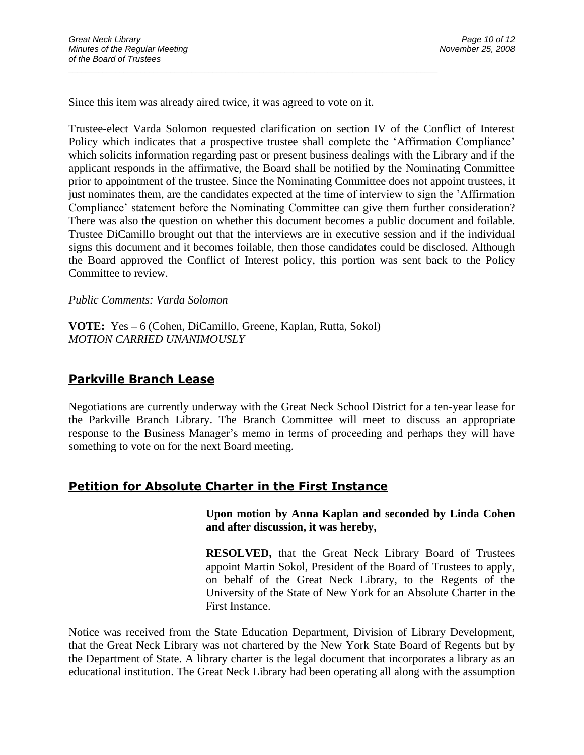Since this item was already aired twice, it was agreed to vote on it.

Trustee-elect Varda Solomon requested clarification on section IV of the Conflict of Interest Policy which indicates that a prospective trustee shall complete the 'Affirmation Compliance' which solicits information regarding past or present business dealings with the Library and if the applicant responds in the affirmative, the Board shall be notified by the Nominating Committee prior to appointment of the trustee. Since the Nominating Committee does not appoint trustees, it just nominates them, are the candidates expected at the time of interview to sign the 'Affirmation Compliance' statement before the Nominating Committee can give them further consideration? There was also the question on whether this document becomes a public document and foilable. Trustee DiCamillo brought out that the interviews are in executive session and if the individual signs this document and it becomes foilable, then those candidates could be disclosed. Although the Board approved the Conflict of Interest policy, this portion was sent back to the Policy Committee to review.

*Public Comments: Varda Solomon*

**VOTE:** Yes – 6 (Cohen, DiCamillo, Greene, Kaplan, Rutta, Sokol)
*MOTION CARRIED UNANIMOUSLY*

## Parkville Branch Lease

Negotiations are currently underway with the Great Neck School District for a ten-year lease for the Parkville Branch Library. The Branch Committee will meet to discuss an appropriate response to the Business Manager's memo in terms of proceeding and perhaps they will have something to vote on for the next Board meeting.

## Petition for Absolute Charter in the First Instance

**Upon motion by Anna Kaplan and seconded by Linda Cohen and after discussion, it was hereby,**

**RESOLVED,** that the Great Neck Library Board of Trustees appoint Martin Sokol, President of the Board of Trustees to apply, on behalf of the Great Neck Library, to the Regents of the University of the State of New York for an Absolute Charter in the First Instance.

Notice was received from the State Education Department, Division of Library Development, that the Great Neck Library was not chartered by the New York State Board of Regents but by the Department of State. A library charter is the legal document that incorporates a library as an educational institution. The Great Neck Library had been operating all along with the assumption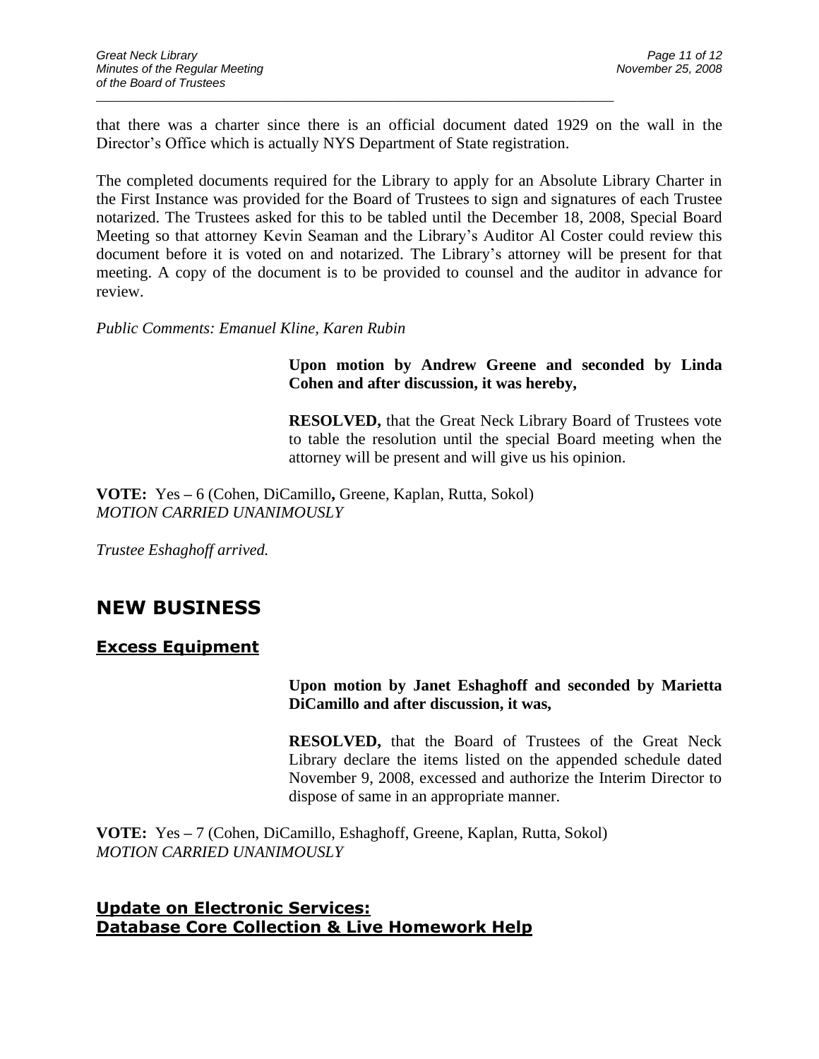that there was a charter since there is an official document dated 1929 on the wall in the Director's Office which is actually NYS Department of State registration.

The completed documents required for the Library to apply for an Absolute Library Charter in the First Instance was provided for the Board of Trustees to sign and signatures of each Trustee notarized. The Trustees asked for this to be tabled until the December 18, 2008, Special Board Meeting so that attorney Kevin Seaman and the Library's Auditor Al Coster could review this document before it is voted on and notarized. The Library's attorney will be present for that meeting. A copy of the document is to be provided to counsel and the auditor in advance for review.

*Public Comments: Emanuel Kline, Karen Rubin*

**Upon motion by Andrew Greene and seconded by Linda Cohen and after discussion, it was hereby,**

**RESOLVED,** that the Great Neck Library Board of Trustees vote to table the resolution until the special Board meeting when the attorney will be present and will give us his opinion.

**VOTE:** Yes – 6 (Cohen, DiCamillo, Greene, Kaplan, Rutta, Sokol)
*MOTION CARRIED UNANIMOUSLY*

*Trustee Eshaghoff arrived.*

# NEW BUSINESS

## Excess Equipment

**Upon motion by Janet Eshaghoff and seconded by Marietta DiCamillo and after discussion, it was,**

**RESOLVED,** that the Board of Trustees of the Great Neck Library declare the items listed on the appended schedule dated November 9, 2008, excessed and authorize the Interim Director to dispose of same in an appropriate manner.

**VOTE:** Yes – 7 (Cohen, DiCamillo, Eshaghoff, Greene, Kaplan, Rutta, Sokol)
*MOTION CARRIED UNANIMOUSLY*

## Update on Electronic Services: Database Core Collection & Live Homework Help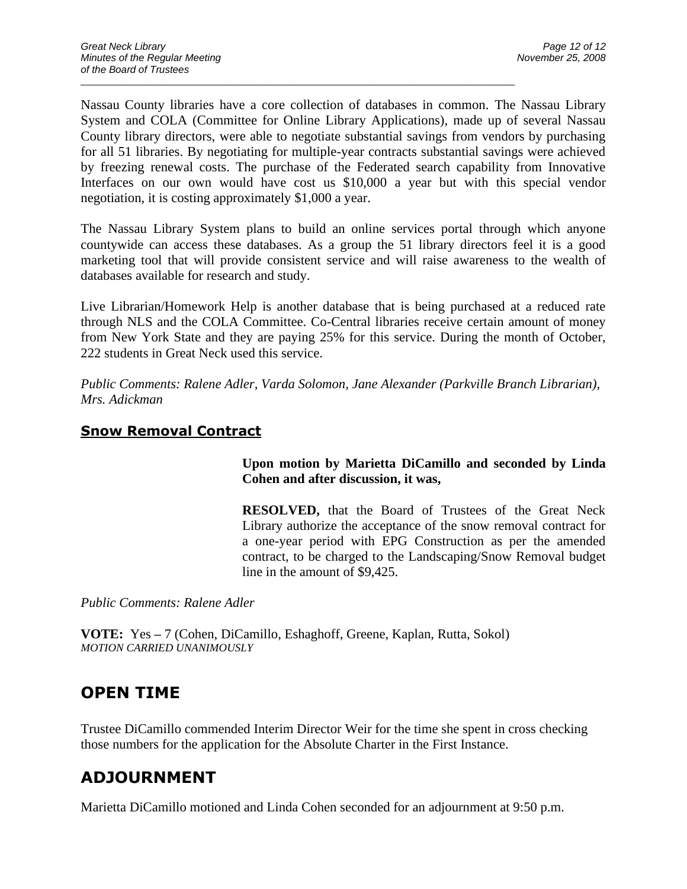Nassau County libraries have a core collection of databases in common. The Nassau Library System and COLA (Committee for Online Library Applications), made up of several Nassau County library directors, were able to negotiate substantial savings from vendors by purchasing for all 51 libraries. By negotiating for multiple-year contracts substantial savings were achieved by freezing renewal costs. The purchase of the Federated search capability from Innovative Interfaces on our own would have cost us $10,000 a year but with this special vendor negotiation, it is costing approximately $1,000 a year.

The Nassau Library System plans to build an online services portal through which anyone countywide can access these databases. As a group the 51 library directors feel it is a good marketing tool that will provide consistent service and will raise awareness to the wealth of databases available for research and study.

Live Librarian/Homework Help is another database that is being purchased at a reduced rate through NLS and the COLA Committee. Co-Central libraries receive certain amount of money from New York State and they are paying 25% for this service. During the month of October, 222 students in Great Neck used this service.

*Public Comments: Ralene Adler, Varda Solomon, Jane Alexander (Parkville Branch Librarian), Mrs. Adickman*

## Snow Removal Contract

**Upon motion by Marietta DiCamillo and seconded by Linda Cohen and after discussion, it was,**

**RESOLVED,** that the Board of Trustees of the Great Neck Library authorize the acceptance of the snow removal contract for a one-year period with EPG Construction as per the amended contract, to be charged to the Landscaping/Snow Removal budget line in the amount of $9,425.

*Public Comments: Ralene Adler*

**VOTE:** Yes – 7 (Cohen, DiCamillo, Eshaghoff, Greene, Kaplan, Rutta, Sokol)
*MOTION CARRIED UNANIMOUSLY*

# OPEN TIME

Trustee DiCamillo commended Interim Director Weir for the time she spent in cross checking those numbers for the application for the Absolute Charter in the First Instance.

# ADJOURNMENT

Marietta DiCamillo motioned and Linda Cohen seconded for an adjournment at 9:50 p.m.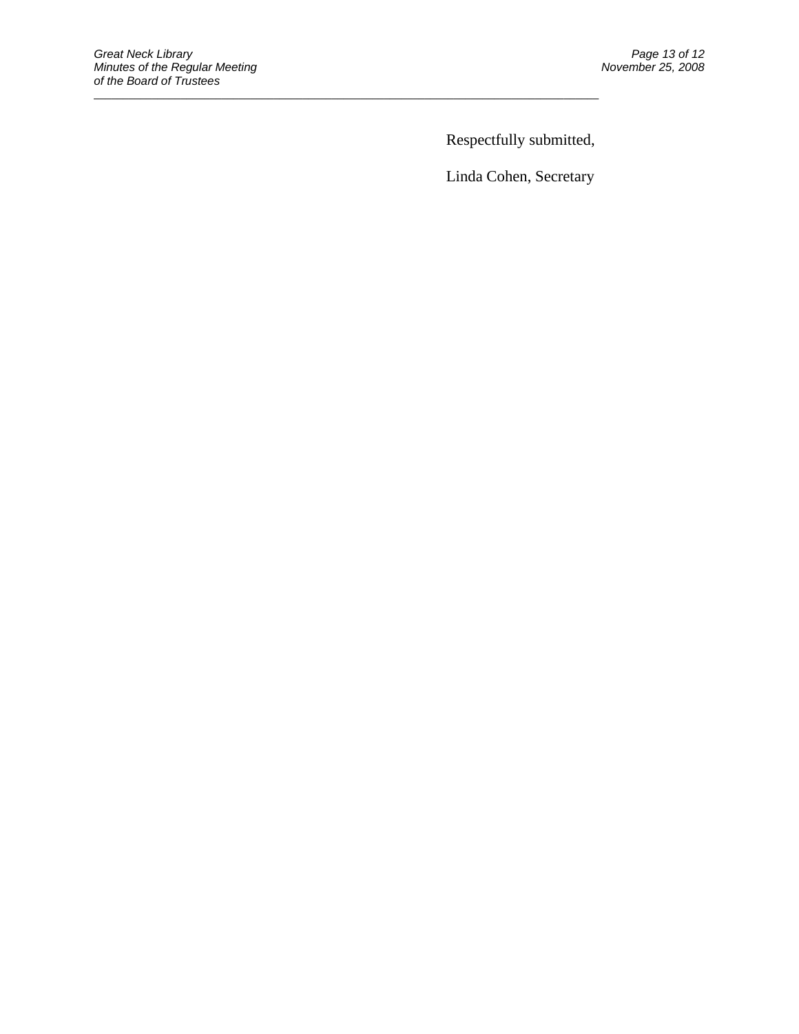Respectfully submitted,

Linda Cohen, Secretary